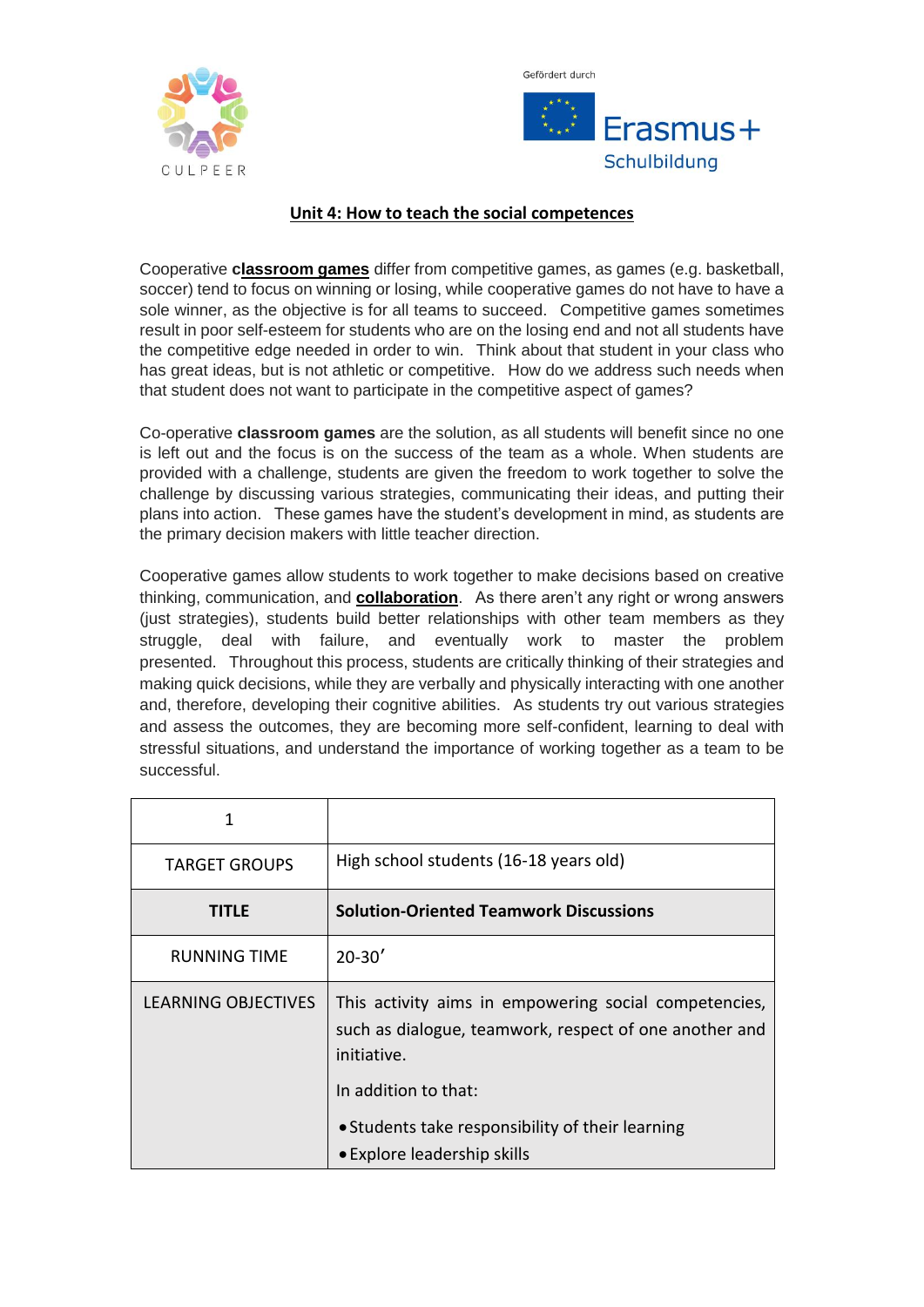CULPEER

Gefördert durch

Erasmus+ Schulbildung

## Unit 4: How to teach the social competences

Cooperative **classroom games** differ from competitive games, as games (e.g. basketball, soccer) tend to focus on winning or losing, while cooperative games do not have to have a sole winner, as the objective is for all teams to succeed. Competitive games sometimes result in poor self-esteem for students who are on the losing end and not all students have the competitive edge needed in order to win. Think about that student in your class who has great ideas, but is not athletic or competitive. How do we address such needs when that student does not want to participate in the competitive aspect of games?

Co-operative **classroom games** are the solution, as all students will benefit since no one is left out and the focus is on the success of the team as a whole. When students are provided with a challenge, students are given the freedom to work together to solve the challenge by discussing various strategies, communicating their ideas, and putting their plans into action. These games have the student's development in mind, as students are the primary decision makers with little teacher direction.

Cooperative games allow students to work together to make decisions based on creative thinking, communication, and **collaboration**. As there aren't any right or wrong answers (just strategies), students build better relationships with other team members as they struggle, deal with failure, and eventually work to master the problem presented. Throughout this process, students are critically thinking of their strategies and making quick decisions, while they are verbally and physically interacting with one another and, therefore, developing their cognitive abilities. As students try out various strategies and assess the outcomes, they are becoming more self-confident, learning to deal with stressful situations, and understand the importance of working together as a team to be successful.

| 1 | |
|---|---|
| TARGET GROUPS | High school students (16-18 years old) |
| **TITLE** | **Solution-Oriented Teamwork Discussions** |
| RUNNING TIME | 20-30′ |
| LEARNING OBJECTIVES | This activity aims in empowering social competencies, such as dialogue, teamwork, respect of one another and initiative.<br>In addition to that:<br>• Students take responsibility of their learning<br>• Explore leadership skills |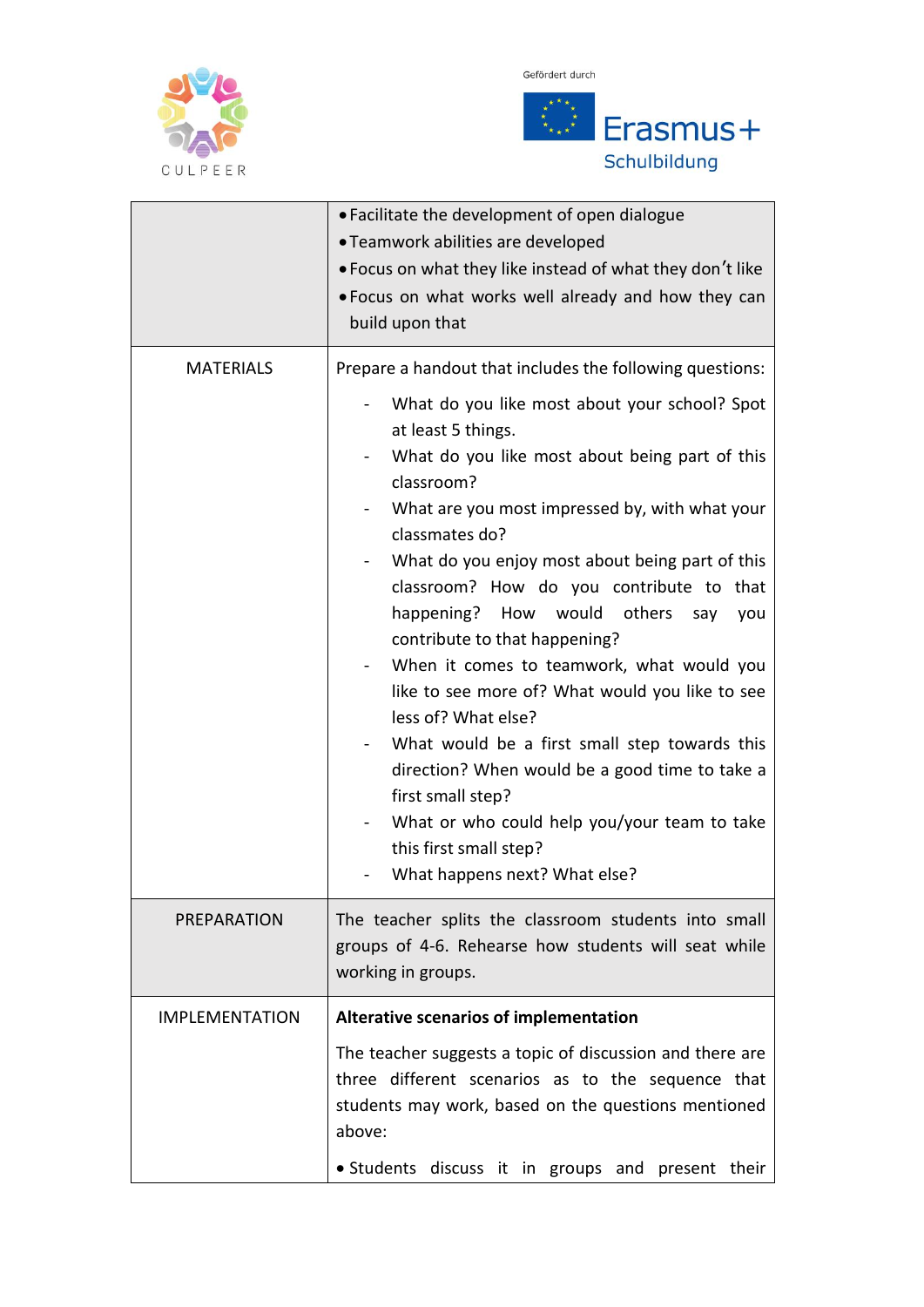| | |
|---|---|
| | • Facilitate the development of open dialogue<br>• Teamwork abilities are developed<br>• Focus on what they like instead of what they don't like<br>• Focus on what works well already and how they can build upon that |
| MATERIALS | Prepare a handout that includes the following questions:<br>- What do you like most about your school? Spot at least 5 things.<br>- What do you like most about being part of this classroom?<br>- What are you most impressed by, with what your classmates do?<br>- What do you enjoy most about being part of this classroom? How do you contribute to that happening? How would others say you contribute to that happening?<br>- When it comes to teamwork, what would you like to see more of? What would you like to see less of? What else?<br>- What would be a first small step towards this direction? When would be a good time to take a first small step?<br>- What or who could help you/your team to take this first small step?<br>- What happens next? What else? |
| PREPARATION | The teacher splits the classroom students into small groups of 4-6. Rehearse how students will seat while working in groups. |
| IMPLEMENTATION | **Alterative scenarios of implementation**<br><br>The teacher suggests a topic of discussion and there are three different scenarios as to the sequence that students may work, based on the questions mentioned above:<br><br>• Students discuss it in groups and present their |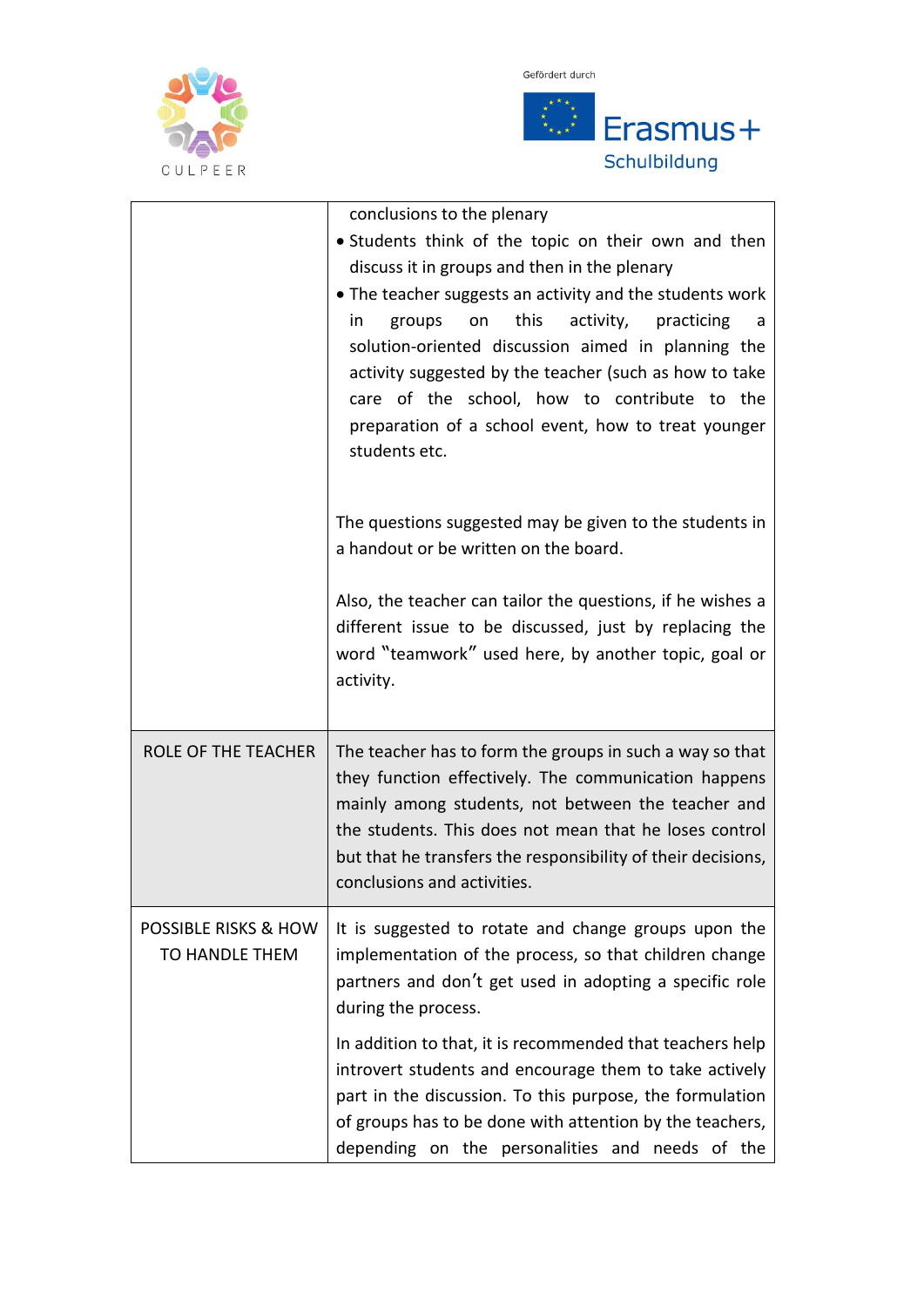| | |
|---|---|
| | conclusions to the plenary<br>• Students think of the topic on their own and then discuss it in groups and then in the plenary<br>• The teacher suggests an activity and the students work in groups on this activity, practicing a solution-oriented discussion aimed in planning the activity suggested by the teacher (such as how to take care of the school, how to contribute to the preparation of a school event, how to treat younger students etc.<br><br>The questions suggested may be given to the students in a handout or be written on the board.<br><br>Also, the teacher can tailor the questions, if he wishes a different issue to be discussed, just by replacing the word "teamwork" used here, by another topic, goal or activity. |
| ROLE OF THE TEACHER | The teacher has to form the groups in such a way so that they function effectively. The communication happens mainly among students, not between the teacher and the students. This does not mean that he loses control but that he transfers the responsibility of their decisions, conclusions and activities. |
| POSSIBLE RISKS & HOW TO HANDLE THEM | It is suggested to rotate and change groups upon the implementation of the process, so that children change partners and don't get used in adopting a specific role during the process.<br><br>In addition to that, it is recommended that teachers help introvert students and encourage them to take actively part in the discussion. To this purpose, the formulation of groups has to be done with attention by the teachers, depending on the personalities and needs of the |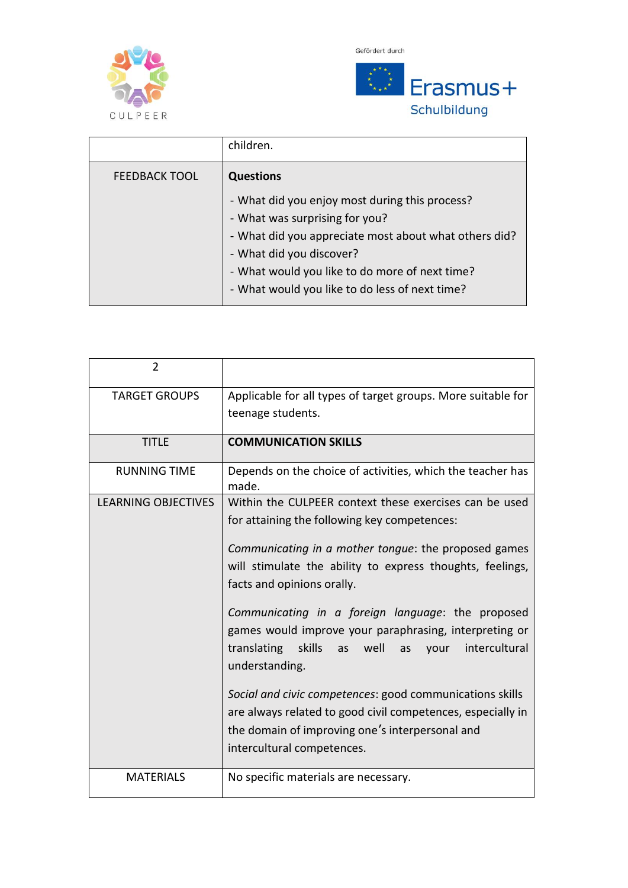| | children. |
|---|---|
| FEEDBACK TOOL | **Questions**<br><br>- What did you enjoy most during this process?<br>- What was surprising for you?<br>- What did you appreciate most about what others did?<br>- What did you discover?<br>- What would you like to do more of next time?<br>- What would you like to do less of next time? |

| 2 | |
|---|---|
| TARGET GROUPS | Applicable for all types of target groups. More suitable for teenage students. |
| TITLE | **COMMUNICATION SKILLS** |
| RUNNING TIME | Depends on the choice of activities, which the teacher has made. |
| LEARNING OBJECTIVES | Within the CULPEER context these exercises can be used for attaining the following key competences:<br><br>*Communicating in a mother tongue*: the proposed games will stimulate the ability to express thoughts, feelings, facts and opinions orally.<br><br>*Communicating in a foreign language*: the proposed games would improve your paraphrasing, interpreting or translating skills as well as your intercultural understanding.<br><br>*Social and civic competences*: good communications skills are always related to good civil competences, especially in the domain of improving one's interpersonal and intercultural competences. |
| MATERIALS | No specific materials are necessary. |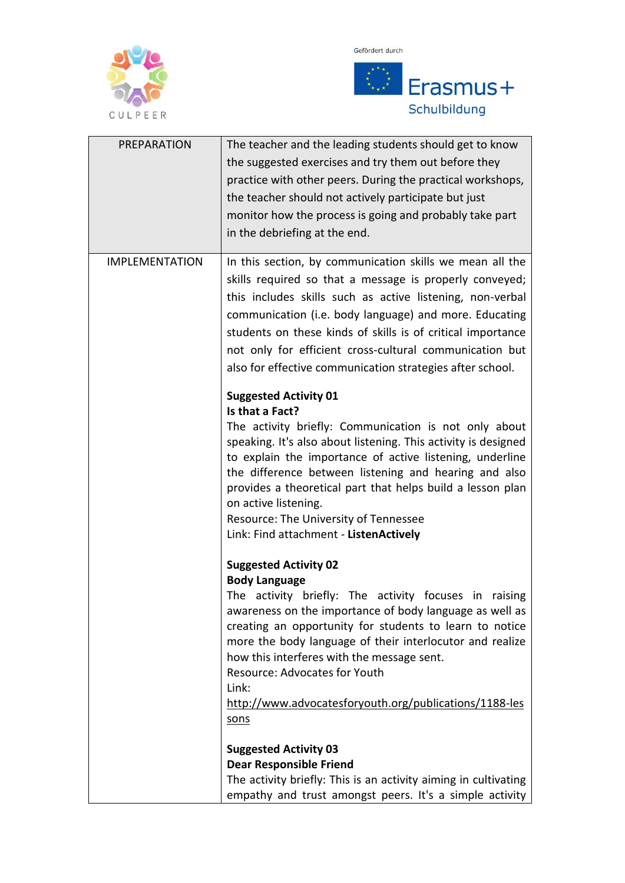| PREPARATION | The teacher and the leading students should get to know the suggested exercises and try them out before they practice with other peers. During the practical workshops, the teacher should not actively participate but just monitor how the process is going and probably take part in the debriefing at the end. |
|---|---|
| IMPLEMENTATION | In this section, by communication skills we mean all the skills required so that a message is properly conveyed; this includes skills such as active listening, non-verbal communication (i.e. body language) and more. Educating students on these kinds of skills is of critical importance not only for efficient cross-cultural communication but also for effective communication strategies after school.<br><br>**Suggested Activity 01**<br>**Is that a Fact?**<br>The activity briefly: Communication is not only about speaking. It's also about listening. This activity is designed to explain the importance of active listening, underline the difference between listening and hearing and also provides a theoretical part that helps build a lesson plan on active listening.<br>Resource: The University of Tennessee<br>Link: Find attachment - **ListenActively**<br><br>**Suggested Activity 02**<br>**Body Language**<br>The activity briefly: The activity focuses in raising awareness on the importance of body language as well as creating an opportunity for students to learn to notice more the body language of their interlocutor and realize how this interferes with the message sent.<br>Resource: Advocates for Youth<br>Link:<br>http://www.advocatesforyouth.org/publications/1188-lessons<br><br>**Suggested Activity 03**<br>**Dear Responsible Friend**<br>The activity briefly: This is an activity aiming in cultivating empathy and trust amongst peers. It's a simple activity |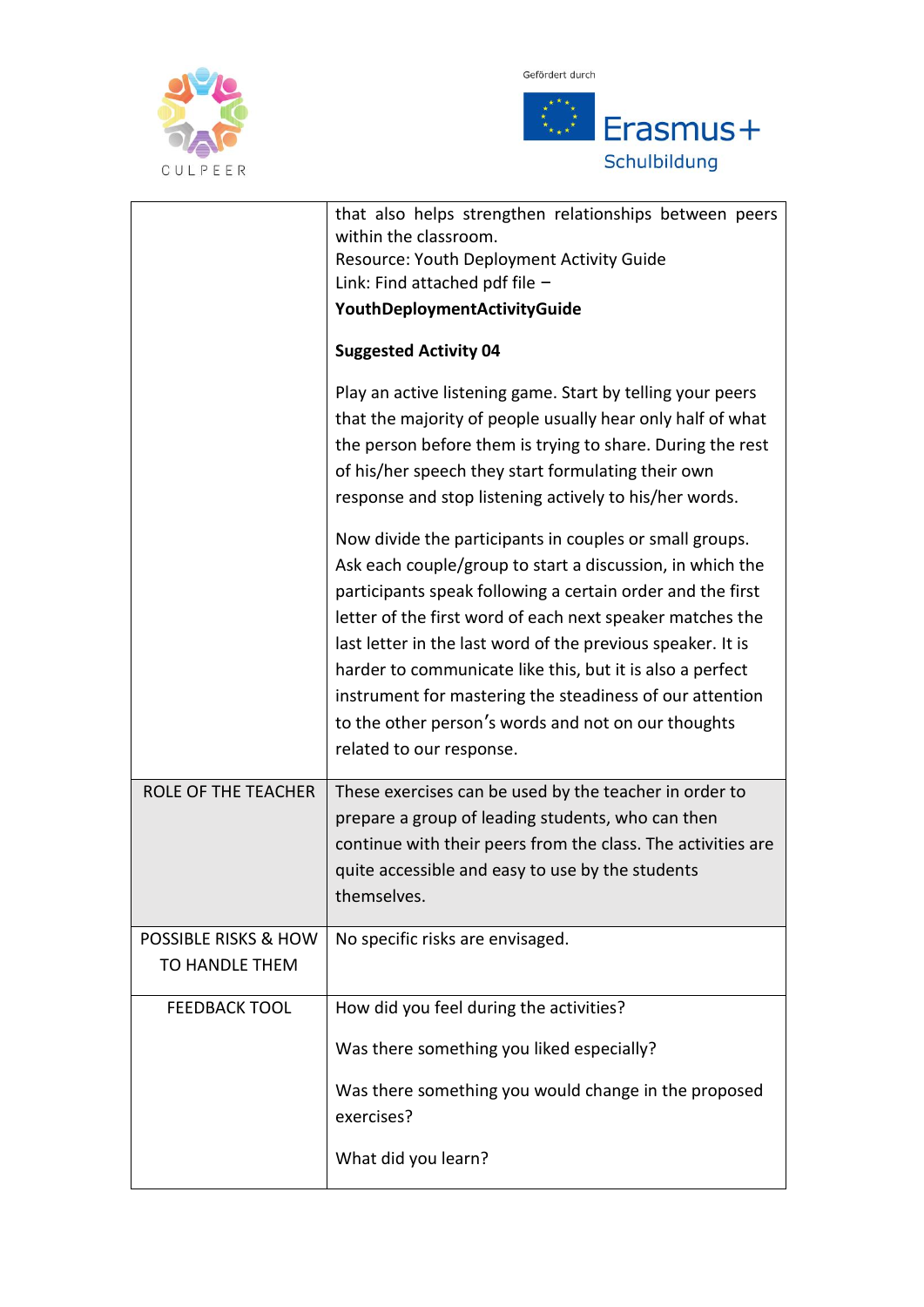| | |
|---|---|
| | that also helps strengthen relationships between peers within the classroom.<br>Resource: Youth Deployment Activity Guide<br>Link: Find attached pdf file –<br>**YouthDeploymentActivityGuide**<br><br>**Suggested Activity 04**<br><br>Play an active listening game. Start by telling your peers that the majority of people usually hear only half of what the person before them is trying to share. During the rest of his/her speech they start formulating their own response and stop listening actively to his/her words.<br><br>Now divide the participants in couples or small groups. Ask each couple/group to start a discussion, in which the participants speak following a certain order and the first letter of the first word of each next speaker matches the last letter in the last word of the previous speaker. It is harder to communicate like this, but it is also a perfect instrument for mastering the steadiness of our attention to the other person's words and not on our thoughts related to our response. |
| ROLE OF THE TEACHER | These exercises can be used by the teacher in order to prepare a group of leading students, who can then continue with their peers from the class. The activities are quite accessible and easy to use by the students themselves. |
| POSSIBLE RISKS & HOW TO HANDLE THEM | No specific risks are envisaged. |
| FEEDBACK TOOL | How did you feel during the activities?<br><br>Was there something you liked especially?<br><br>Was there something you would change in the proposed exercises?<br><br>What did you learn? |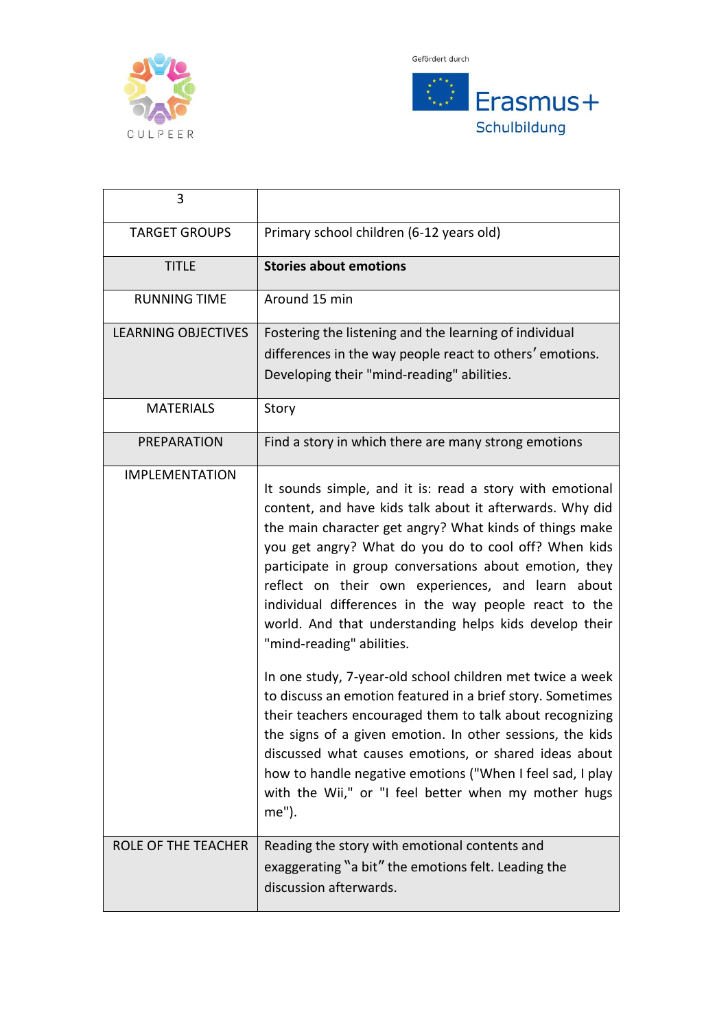| 3 | |
|---|---|
| TARGET GROUPS | Primary school children (6-12 years old) |
| TITLE | **Stories about emotions** |
| RUNNING TIME | Around 15 min |
| LEARNING OBJECTIVES | Fostering the listening and the learning of individual differences in the way people react to others' emotions. Developing their "mind-reading" abilities. |
| MATERIALS | Story |
| PREPARATION | Find a story in which there are many strong emotions |
| IMPLEMENTATION | It sounds simple, and it is: read a story with emotional content, and have kids talk about it afterwards. Why did the main character get angry? What kinds of things make you get angry? What do you do to cool off? When kids participate in group conversations about emotion, they reflect on their own experiences, and learn about individual differences in the way people react to the world. And that understanding helps kids develop their "mind-reading" abilities.<br><br>In one study, 7-year-old school children met twice a week to discuss an emotion featured in a brief story. Sometimes their teachers encouraged them to talk about recognizing the signs of a given emotion. In other sessions, the kids discussed what causes emotions, or shared ideas about how to handle negative emotions ("When I feel sad, I play with the Wii," or "I feel better when my mother hugs me"). |
| ROLE OF THE TEACHER | Reading the story with emotional contents and exaggerating "a bit" the emotions felt. Leading the discussion afterwards. |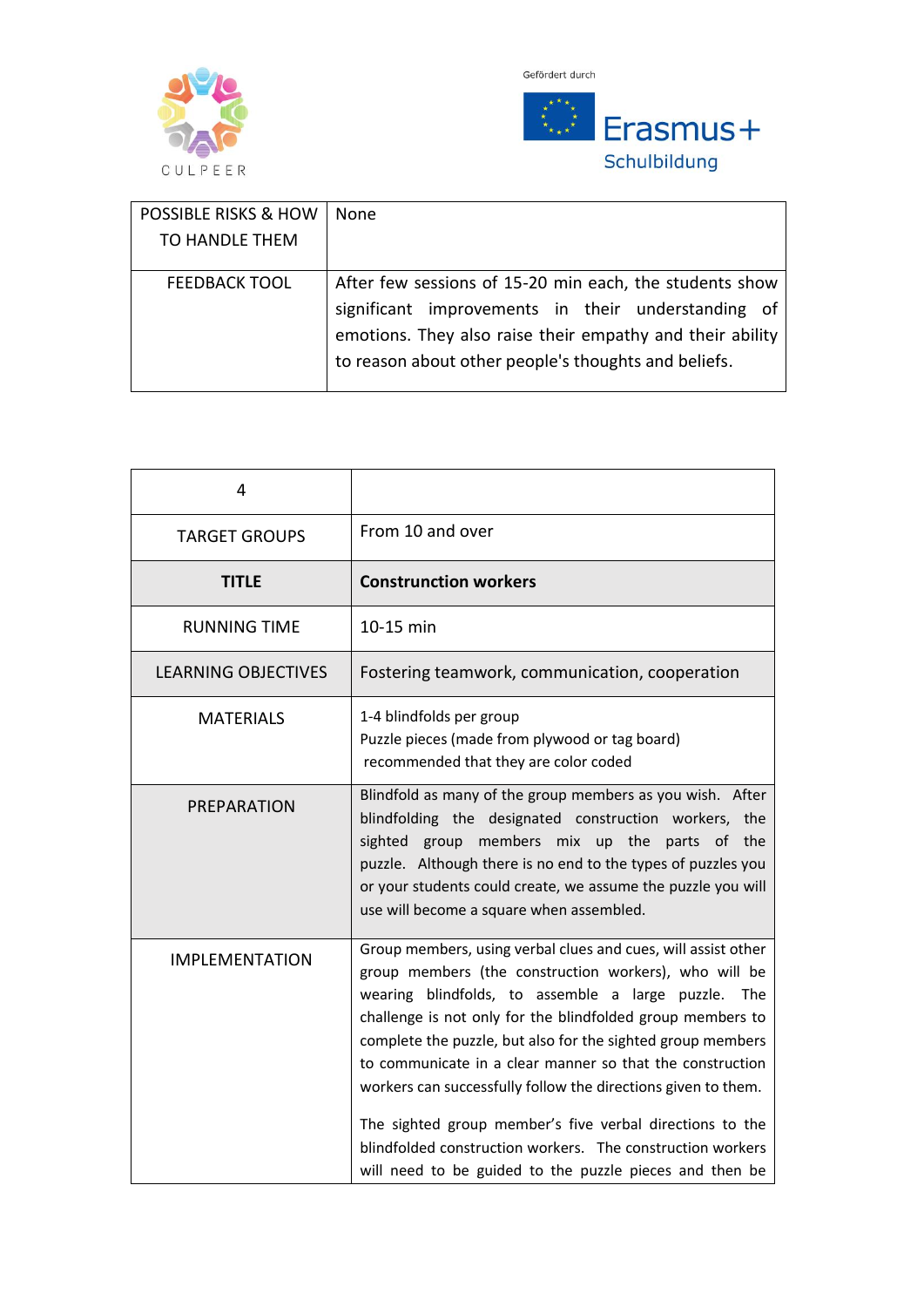| POSSIBLE RISKS & HOW TO HANDLE THEM | None |
| --- | --- |
| FEEDBACK TOOL | After few sessions of 15-20 min each, the students show significant improvements in their understanding of emotions. They also raise their empathy and their ability to reason about other people's thoughts and beliefs. |

| 4 | |
| --- | --- |
| TARGET GROUPS | From 10 and over |
| **TITLE** | **Construnction workers** |
| RUNNING TIME | 10-15 min |
| LEARNING OBJECTIVES | Fostering teamwork, communication, cooperation |
| MATERIALS | 1-4 blindfolds per group<br>Puzzle pieces (made from plywood or tag board) recommended that they are color coded |
| PREPARATION | Blindfold as many of the group members as you wish. After blindfolding the designated construction workers, the sighted group members mix up the parts of the puzzle. Although there is no end to the types of puzzles you or your students could create, we assume the puzzle you will use will become a square when assembled. |
| IMPLEMENTATION | Group members, using verbal clues and cues, will assist other group members (the construction workers), who will be wearing blindfolds, to assemble a large puzzle. The challenge is not only for the blindfolded group members to complete the puzzle, but also for the sighted group members to communicate in a clear manner so that the construction workers can successfully follow the directions given to them.<br><br>The sighted group member's five verbal directions to the blindfolded construction workers. The construction workers will need to be guided to the puzzle pieces and then be |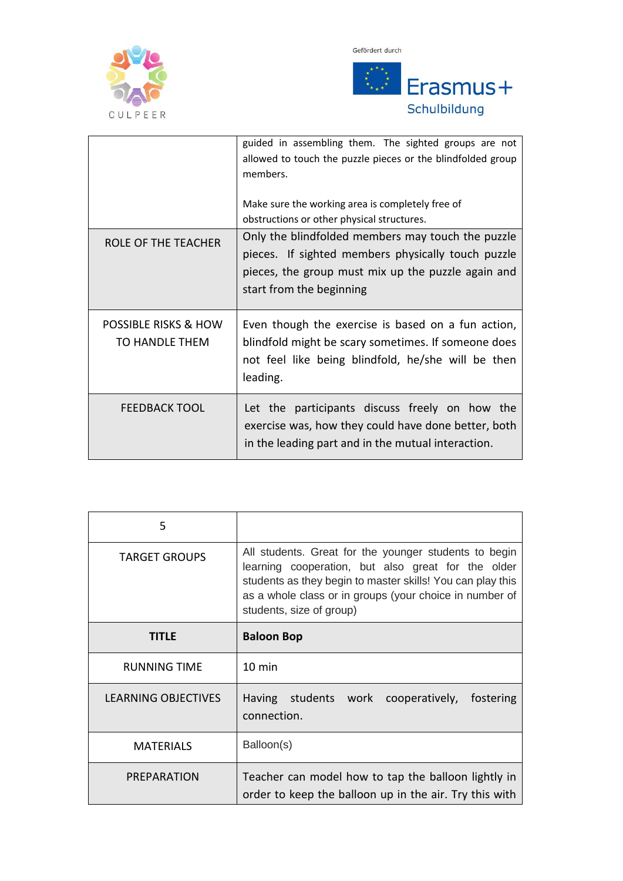| | |
|---|---|
| | guided in assembling them. The sighted groups are not allowed to touch the puzzle pieces or the blindfolded group members.<br><br>Make sure the working area is completely free of obstructions or other physical structures. |
| ROLE OF THE TEACHER | Only the blindfolded members may touch the puzzle pieces. If sighted members physically touch puzzle pieces, the group must mix up the puzzle again and start from the beginning |
| POSSIBLE RISKS & HOW TO HANDLE THEM | Even though the exercise is based on a fun action, blindfold might be scary sometimes. If someone does not feel like being blindfold, he/she will be then leading. |
| FEEDBACK TOOL | Let the participants discuss freely on how the exercise was, how they could have done better, both in the leading part and in the mutual interaction. |

| 5 | |
|---|---|
| TARGET GROUPS | All students. Great for the younger students to begin learning cooperation, but also great for the older students as they begin to master skills! You can play this as a whole class or in groups (your choice in number of students, size of group) |
| **TITLE** | **Baloon Bop** |
| RUNNING TIME | 10 min |
| LEARNING OBJECTIVES | Having students work cooperatively, fostering connection. |
| MATERIALS | Balloon(s) |
| PREPARATION | Teacher can model how to tap the balloon lightly in order to keep the balloon up in the air. Try this with |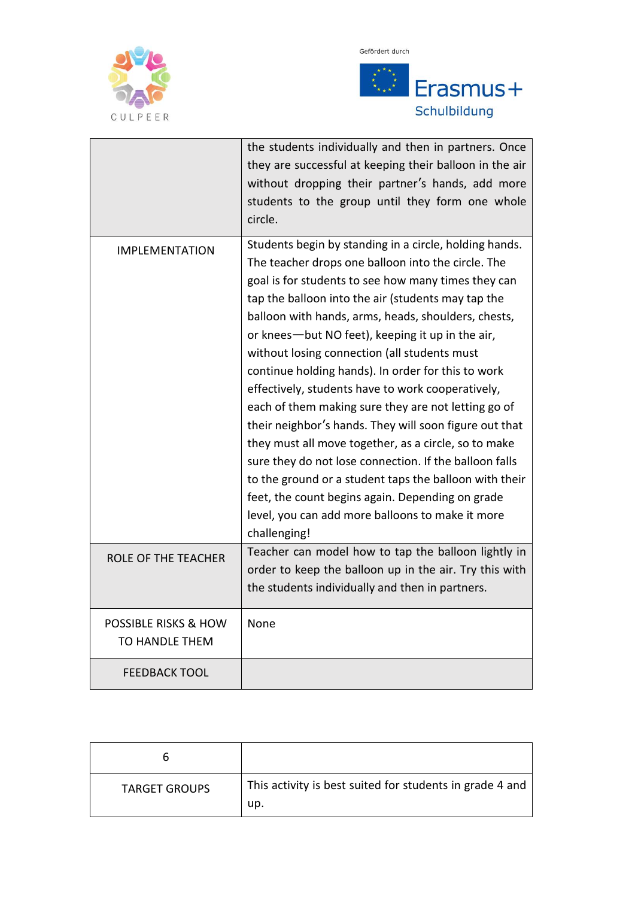|  |  |
|---|---|
|  | the students individually and then in partners. Once they are successful at keeping their balloon in the air without dropping their partner's hands, add more students to the group until they form one whole circle. |
| IMPLEMENTATION | Students begin by standing in a circle, holding hands. The teacher drops one balloon into the circle. The goal is for students to see how many times they can tap the balloon into the air (students may tap the balloon with hands, arms, heads, shoulders, chests, or knees—but NO feet), keeping it up in the air, without losing connection (all students must continue holding hands). In order for this to work effectively, students have to work cooperatively, each of them making sure they are not letting go of their neighbor's hands. They will soon figure out that they must all move together, as a circle, so to make sure they do not lose connection. If the balloon falls to the ground or a student taps the balloon with their feet, the count begins again. Depending on grade level, you can add more balloons to make it more challenging! |
| ROLE OF THE TEACHER | Teacher can model how to tap the balloon lightly in order to keep the balloon up in the air. Try this with the students individually and then in partners. |
| POSSIBLE RISKS & HOW TO HANDLE THEM | None |
| FEEDBACK TOOL |  |

| 6 |  |
|---|---|
| TARGET GROUPS | This activity is best suited for students in grade 4 and up. |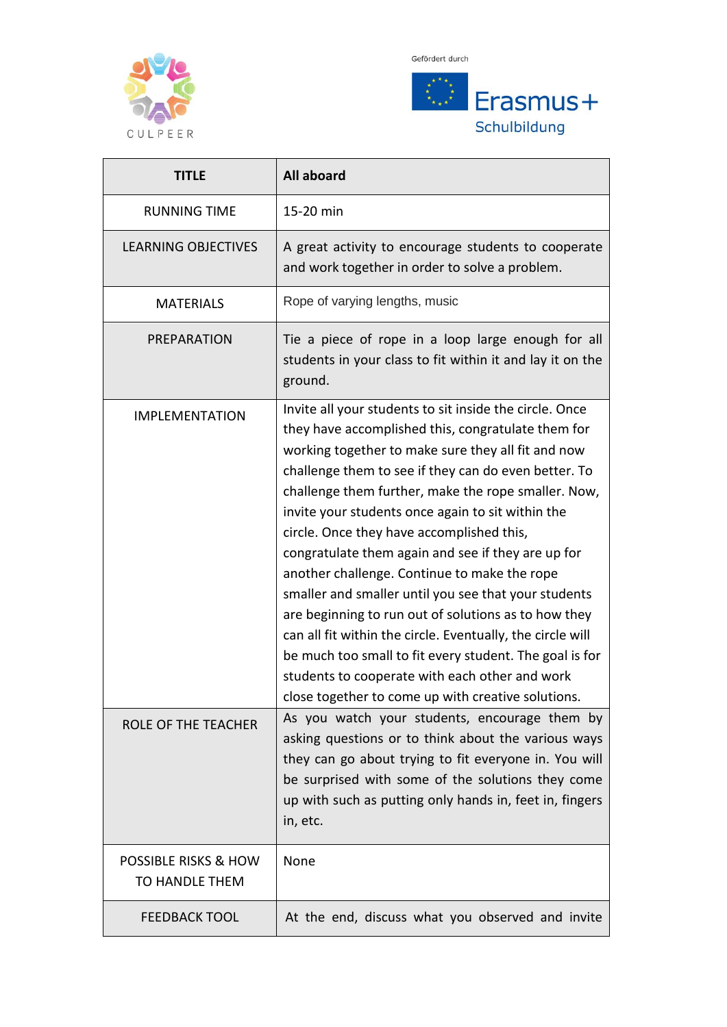Gefördert durch

Erasmus+ Schulbildung

CULPEER

| TITLE | **All aboard** |
| --- | --- |
| RUNNING TIME | 15-20 min |
| LEARNING OBJECTIVES | A great activity to encourage students to cooperate and work together in order to solve a problem. |
| MATERIALS | Rope of varying lengths, music |
| PREPARATION | Tie a piece of rope in a loop large enough for all students in your class to fit within it and lay it on the ground. |
| IMPLEMENTATION | Invite all your students to sit inside the circle. Once they have accomplished this, congratulate them for working together to make sure they all fit and now challenge them to see if they can do even better. To challenge them further, make the rope smaller. Now, invite your students once again to sit within the circle. Once they have accomplished this, congratulate them again and see if they are up for another challenge. Continue to make the rope smaller and smaller until you see that your students are beginning to run out of solutions as to how they can all fit within the circle. Eventually, the circle will be much too small to fit every student. The goal is for students to cooperate with each other and work close together to come up with creative solutions. |
| ROLE OF THE TEACHER | As you watch your students, encourage them by asking questions or to think about the various ways they can go about trying to fit everyone in. You will be surprised with some of the solutions they come up with such as putting only hands in, feet in, fingers in, etc. |
| POSSIBLE RISKS & HOW TO HANDLE THEM | None |
| FEEDBACK TOOL | At the end, discuss what you observed and invite |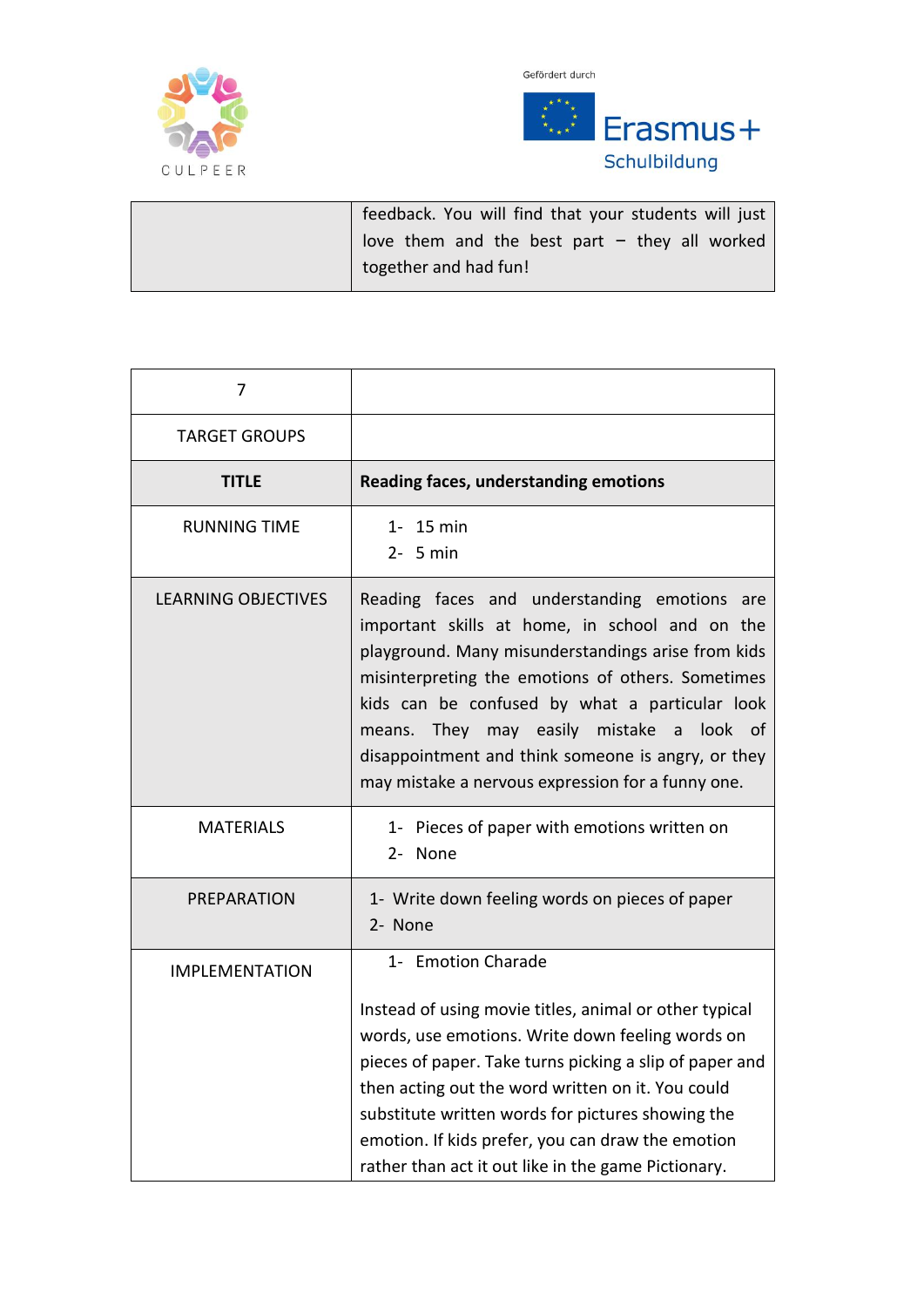| | |
|---|---|
| | feedback. You will find that your students will just love them and the best part – they all worked together and had fun! |

| 7 | |
|---|---|
| TARGET GROUPS | |
| **TITLE** | **Reading faces, understanding emotions** |
| RUNNING TIME | 1- 15 min<br>2- 5 min |
| LEARNING OBJECTIVES | Reading faces and understanding emotions are important skills at home, in school and on the playground. Many misunderstandings arise from kids misinterpreting the emotions of others. Sometimes kids can be confused by what a particular look means. They may easily mistake a look of disappointment and think someone is angry, or they may mistake a nervous expression for a funny one. |
| MATERIALS | 1- Pieces of paper with emotions written on<br>2- None |
| PREPARATION | 1- Write down feeling words on pieces of paper<br>2- None |
| IMPLEMENTATION | 1- Emotion Charade<br><br>Instead of using movie titles, animal or other typical words, use emotions. Write down feeling words on pieces of paper. Take turns picking a slip of paper and then acting out the word written on it. You could substitute written words for pictures showing the emotion. If kids prefer, you can draw the emotion rather than act it out like in the game Pictionary. |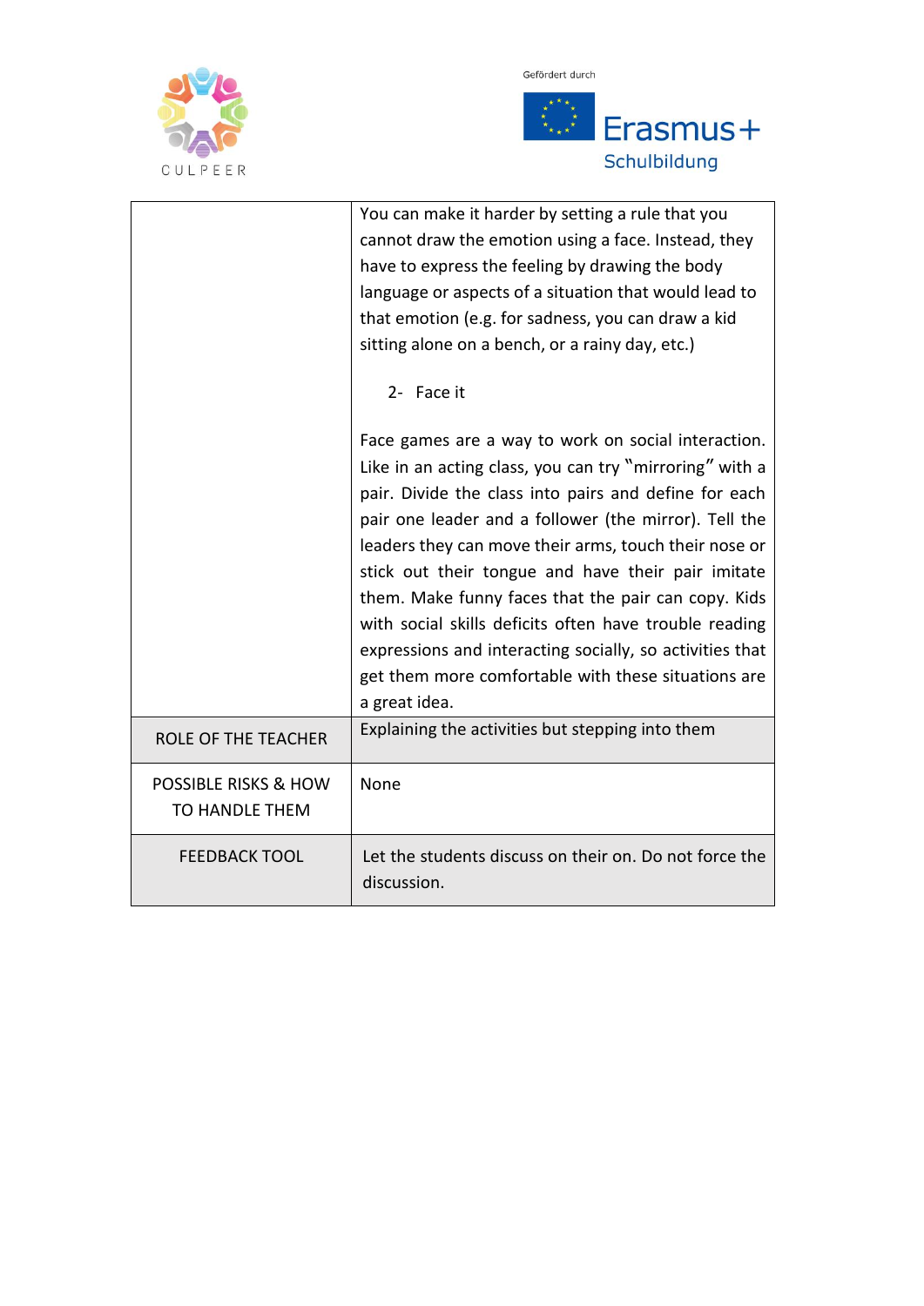| | |
|---|---|
| | You can make it harder by setting a rule that you cannot draw the emotion using a face. Instead, they have to express the feeling by drawing the body language or aspects of a situation that would lead to that emotion (e.g. for sadness, you can draw a kid sitting alone on a bench, or a rainy day, etc.)<br><br>2- Face it<br><br>Face games are a way to work on social interaction. Like in an acting class, you can try "mirroring" with a pair. Divide the class into pairs and define for each pair one leader and a follower (the mirror). Tell the leaders they can move their arms, touch their nose or stick out their tongue and have their pair imitate them. Make funny faces that the pair can copy. Kids with social skills deficits often have trouble reading expressions and interacting socially, so activities that get them more comfortable with these situations are a great idea. |
| ROLE OF THE TEACHER | Explaining the activities but stepping into them |
| POSSIBLE RISKS & HOW TO HANDLE THEM | None |
| FEEDBACK TOOL | Let the students discuss on their on. Do not force the discussion. |